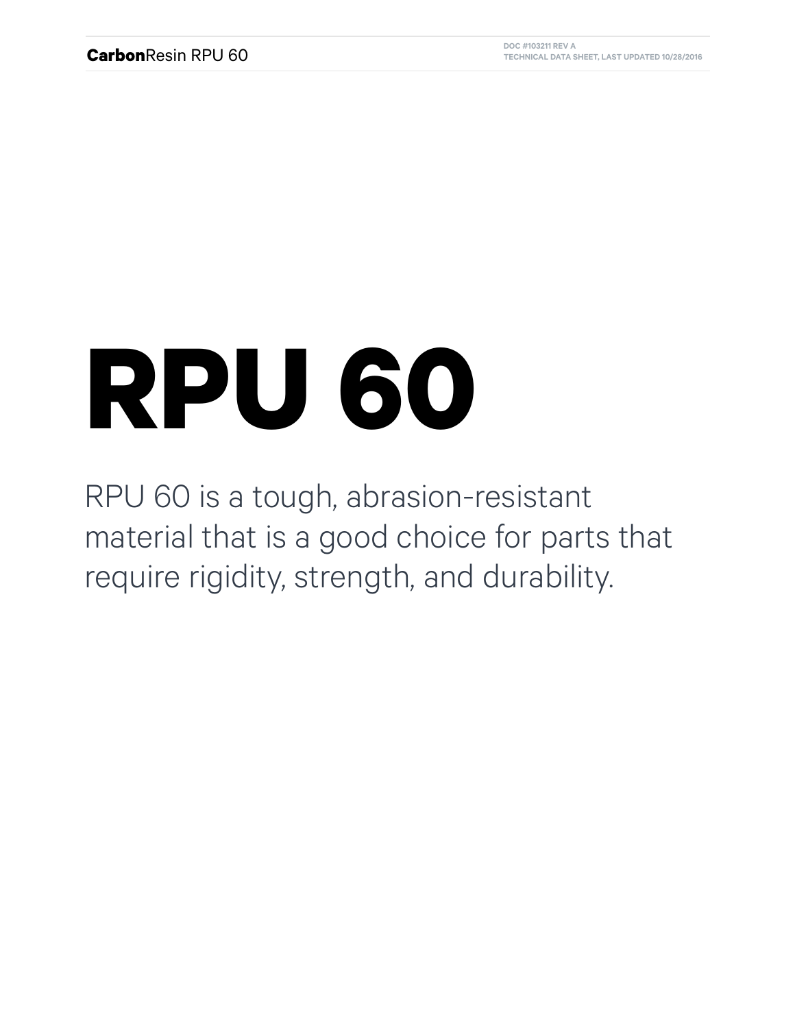# RPU 60

RPU 60 is a tough, abrasion-resistant material that is a good choice for parts that require rigidity, strength, and durability.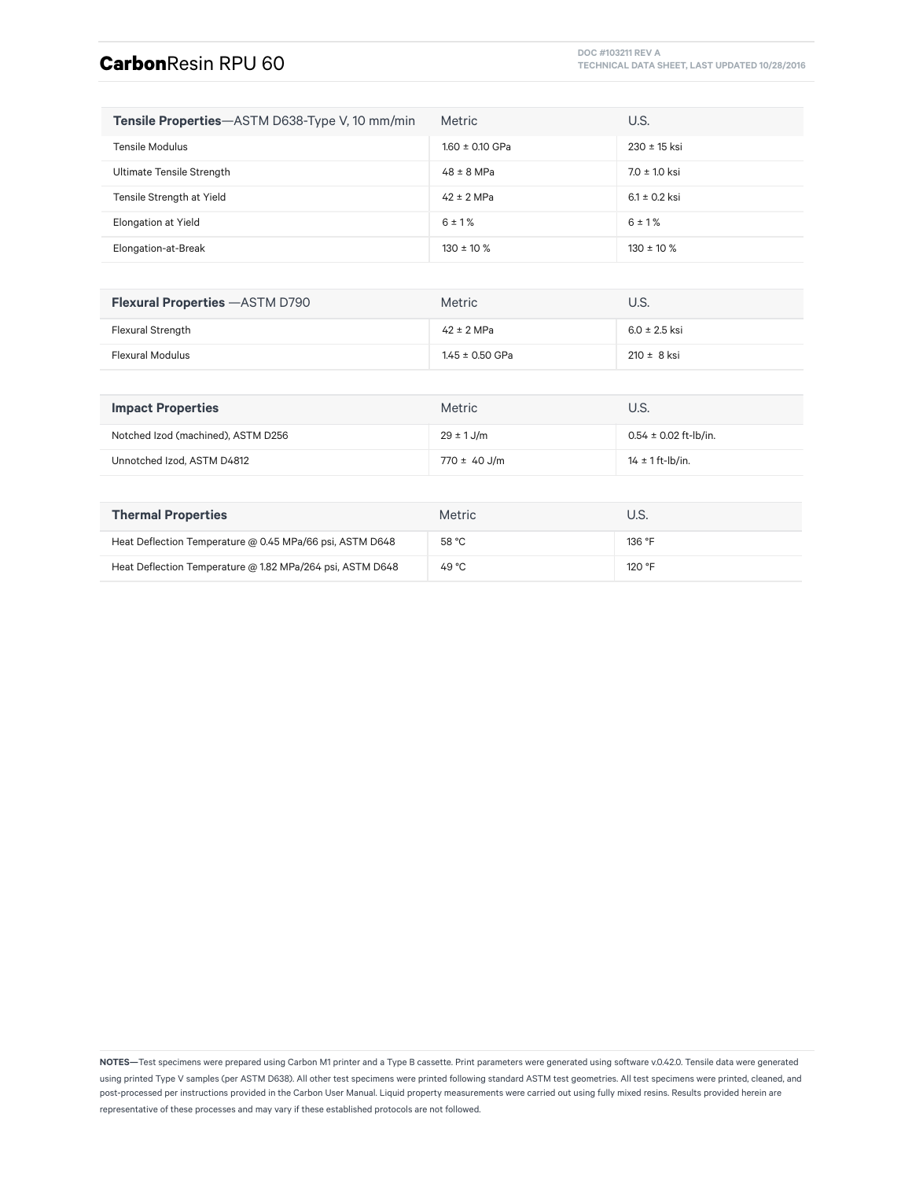| Tensile Properties—ASTM D638-Type V, 10 mm/min | Metric | U.S. |
|---|---|---|
| Tensile Modulus | 1.60 ± 0.10 GPa | 230 ± 15 ksi |
| Ultimate Tensile Strength | 48 ± 8 MPa | 7.0 ± 1.0 ksi |
| Tensile Strength at Yield | 42 ± 2 MPa | 6.1 ± 0.2 ksi |
| Elongation at Yield | 6 ± 1 % | 6 ± 1 % |
| Elongation-at-Break | 130 ± 10 % | 130 ± 10 % |

| Flexural Properties —ASTM D790 | Metric | U.S. |
|---|---|---|
| Flexural Strength | 42 ± 2 MPa | 6.0 ± 2.5 ksi |
| Flexural Modulus | 1.45 ± 0.50 GPa | 210 ± 8 ksi |

| Impact Properties | Metric | U.S. |
|---|---|---|
| Notched Izod (machined), ASTM D256 | 29 ± 1 J/m | 0.54 ± 0.02 ft-lb/in. |
| Unnotched Izod, ASTM D4812 | 770 ± 40 J/m | 14 ± 1 ft-lb/in. |

| Thermal Properties | Metric | U.S. |
|---|---|---|
| Heat Deflection Temperature @ 0.45 MPa/66 psi, ASTM D648 | 58 °C | 136 °F |
| Heat Deflection Temperature @ 1.82 MPa/264 psi, ASTM D648 | 49 °C | 120 °F |

**NOTES—**Test specimens were prepared using Carbon M1 printer and a Type B cassette. Print parameters were generated using software v.0.42.0. Tensile data were generated using printed Type V samples (per ASTM D638). All other test specimens were printed following standard ASTM test geometries. All test specimens were printed, cleaned, and post-processed per instructions provided in the Carbon User Manual. Liquid property measurements were carried out using fully mixed resins. Results provided herein are representative of these processes and may vary if these established protocols are not followed.